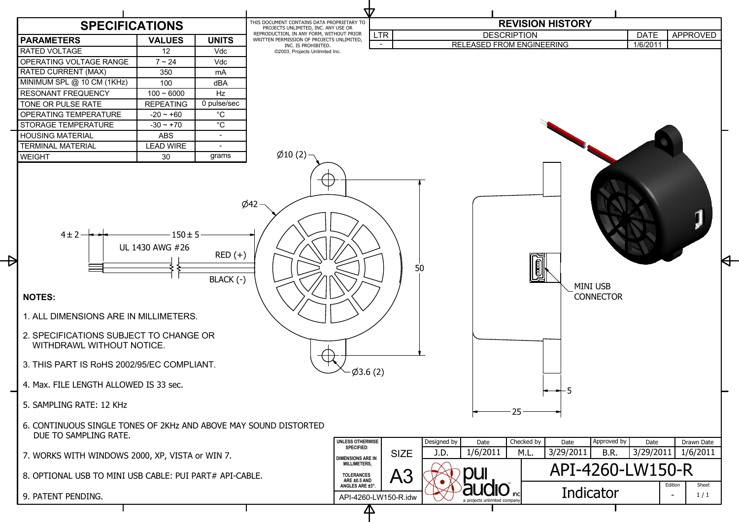# SPECIFICATIONS

| PARAMETERS | VALUES | UNITS |
|---|---|---|
| RATED VOLTAGE | 12 | Vdc |
| OPERATING VOLTAGE RANGE | 7 ~ 24 | Vdc |
| RATED CURRENT (MAX) | 350 | mA |
| MINIMUM SPL @ 10 CM (1KHz) | 100 | dBA |
| RESONANT FREQUENCY | 100 ~ 6000 | Hz |
| TONE OR PULSE RATE | REPEATING | 0 pulse/sec |
| OPERATING TEMPERATURE | -20 ~ +60 | °C |
| STORAGE TEMPERATURE | -30 ~ +70 | °C |
| HOUSING MATERIAL | ABS | - |
| TERMINAL MATERIAL | LEAD WIRE | - |
| WEIGHT | 30 | grams |

THIS DOCUMENT CONTAINS DATA PROPRIETARY TO PROJECTS UNLIMITED, INC. ANY USE OR REPRODUCTION, IN ANY FORM, WITHOUT PRIOR WRITTEN PERMISSION OF PROJECTS UNLIMITED, INC. IS PROHIBITED.
©2003, Projects Unlimited Inc.

## REVISION HISTORY

| LTR | DESCRIPTION | DATE | APPROVED |
|---|---|---|---|
| - | RELEASED FROM ENGINEERING | 1/6/2011 | |

Ø10 (2)

Ø42

4 ± 2

150 ± 5

UL 1430 AWG #26

RED (+)

BLACK (-)

50

Ø3.6 (2)

MINI USB CONNECTOR

5

25

## NOTES:

1. ALL DIMENSIONS ARE IN MILLIMETERS.
2. SPECIFICATIONS SUBJECT TO CHANGE OR WITHDRAWL WITHOUT NOTICE.
3. THIS PART IS RoHS 2002/95/EC COMPLIANT.
4. Max. FILE LENGTH ALLOWED IS 33 sec.
5. SAMPLING RATE: 12 KHz
6. CONTINUOUS SINGLE TONES OF 2KHz AND ABOVE MAY SOUND DISTORTED DUE TO SAMPLING RATE.
7. WORKS WITH WINDOWS 2000, XP, VISTA or WIN 7.
8. OPTIONAL USB TO MINI USB CABLE: PUI PART# API-CABLE.
9. PATENT PENDING.

| UNLESS OTHERWISE SPECIFIED: DIMENSIONS ARE IN MILLIMETERS, TOLERANCES ARE ±0.5 AND ANGLES ARE ±3°. | SIZE | Designed by | Date | Checked by | Date | Approved by | Date | Drawn Date |
|---|---|---|---|---|---|---|---|---|
| | | J.D. | 1/6/2011 | M.L. | 3/29/2011 | B.R. | 3/29/2011 | 1/6/2011 |
| | A3 | pui audio inc — a projects unlimited company | | API-4260-LW150-R | | | | |
| API-4260-LW150-R.idw | | | | Indicator | | | Edition: - | Sheet: 1 / 1 |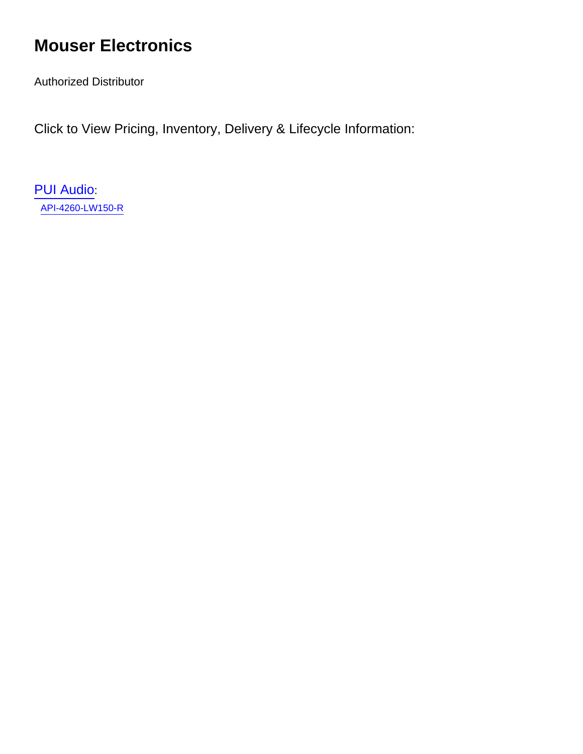# Mouser Electronics

Authorized Distributor

Click to View Pricing, Inventory, Delivery & Lifecycle Information:

PUI Audio:

API-4260-LW150-R